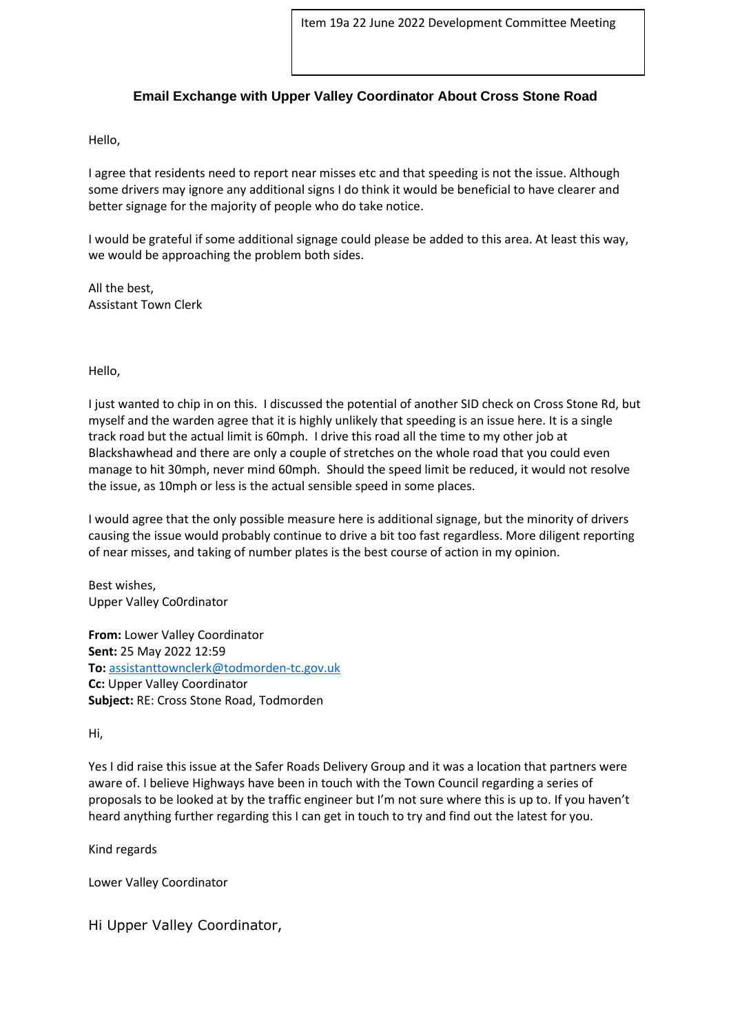Item 19a 22 June 2022 Development Committee Meeting

## Email Exchange with Upper Valley Coordinator About Cross Stone Road

Hello,

I agree that residents need to report near misses etc and that speeding is not the issue. Although some drivers may ignore any additional signs I do think it would be beneficial to have clearer and better signage for the majority of people who do take notice.

I would be grateful if some additional signage could please be added to this area. At least this way, we would be approaching the problem both sides.

All the best,
Assistant Town Clerk

Hello,

I just wanted to chip in on this. I discussed the potential of another SID check on Cross Stone Rd, but myself and the warden agree that it is highly unlikely that speeding is an issue here. It is a single track road but the actual limit is 60mph. I drive this road all the time to my other job at Blackshawhead and there are only a couple of stretches on the whole road that you could even manage to hit 30mph, never mind 60mph. Should the speed limit be reduced, it would not resolve the issue, as 10mph or less is the actual sensible speed in some places.

I would agree that the only possible measure here is additional signage, but the minority of drivers causing the issue would probably continue to drive a bit too fast regardless. More diligent reporting of near misses, and taking of number plates is the best course of action in my opinion.

Best wishes,
Upper Valley Co0rdinator

**From:** Lower Valley Coordinator
**Sent:** 25 May 2022 12:59
**To:** assistanttownclerk@todmorden-tc.gov.uk
**Cc:** Upper Valley Coordinator
**Subject:** RE: Cross Stone Road, Todmorden

Hi,

Yes I did raise this issue at the Safer Roads Delivery Group and it was a location that partners were aware of. I believe Highways have been in touch with the Town Council regarding a series of proposals to be looked at by the traffic engineer but I'm not sure where this is up to. If you haven't heard anything further regarding this I can get in touch to try and find out the latest for you.

Kind regards

Lower Valley Coordinator

Hi Upper Valley Coordinator,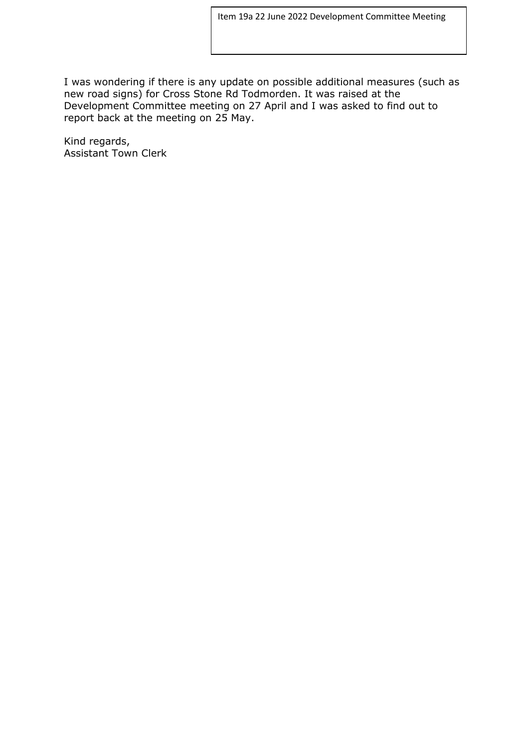Item 19a 22 June 2022 Development Committee Meeting

I was wondering if there is any update on possible additional measures (such as new road signs) for Cross Stone Rd Todmorden. It was raised at the Development Committee meeting on 27 April and I was asked to find out to report back at the meeting on 25 May.

Kind regards,  
Assistant Town Clerk